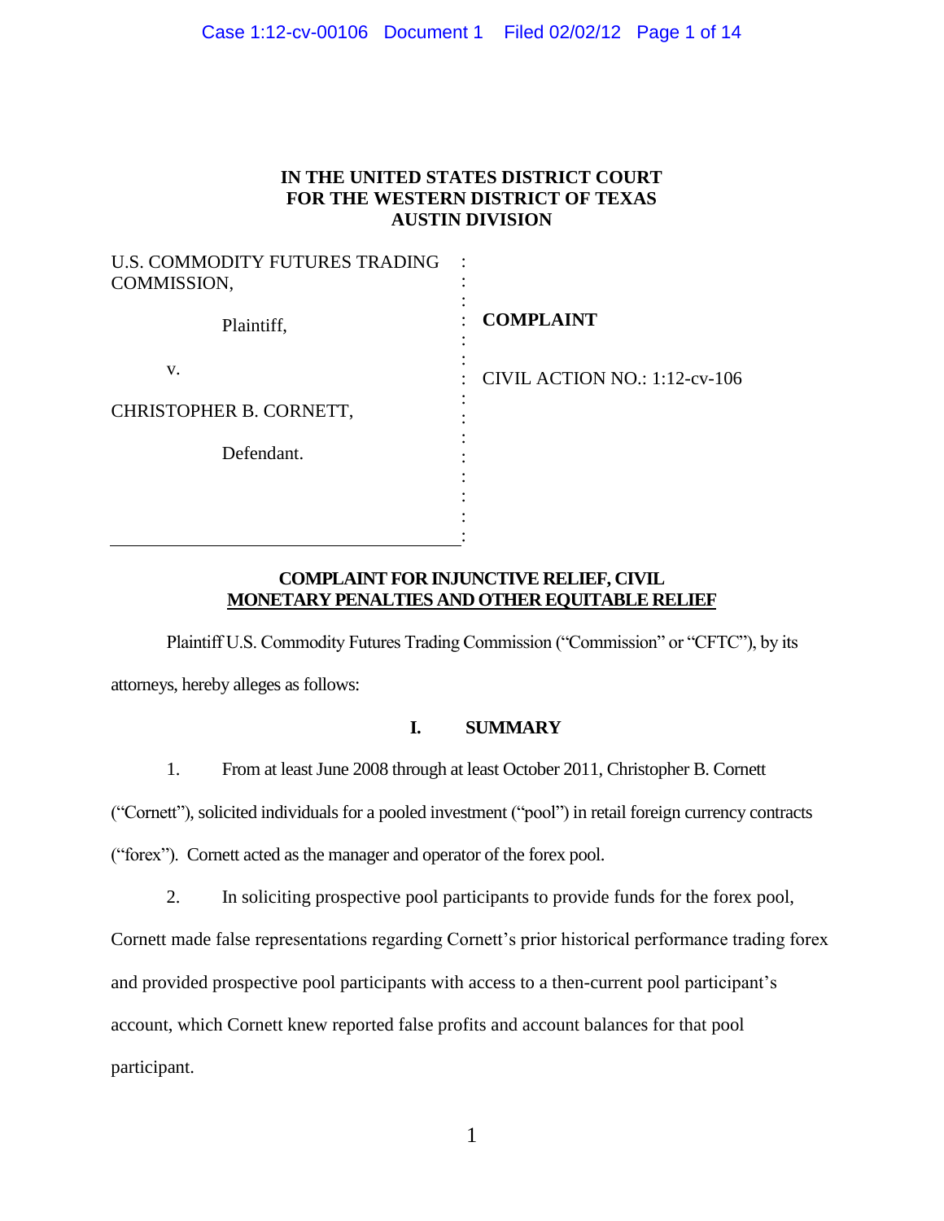**IN THE UNITED STATES DISTRICT COURT**
**FOR THE WESTERN DISTRICT OF TEXAS**
**AUSTIN DIVISION**

| | |
|---|---|
| U.S. COMMODITY FUTURES TRADING COMMISSION,<br><br>Plaintiff,<br><br>v.<br><br>CHRISTOPHER B. CORNETT,<br><br>Defendant. | **COMPLAINT**<br><br>CIVIL ACTION NO.: 1:12-cv-106 |

## COMPLAINT FOR INJUNCTIVE RELIEF, CIVIL MONETARY PENALTIES AND OTHER EQUITABLE RELIEF

Plaintiff U.S. Commodity Futures Trading Commission ("Commission" or "CFTC"), by its attorneys, hereby alleges as follows:

### I. SUMMARY

1. From at least June 2008 through at least October 2011, Christopher B. Cornett ("Cornett"), solicited individuals for a pooled investment ("pool") in retail foreign currency contracts ("forex"). Cornett acted as the manager and operator of the forex pool.

2. In soliciting prospective pool participants to provide funds for the forex pool, Cornett made false representations regarding Cornett's prior historical performance trading forex and provided prospective pool participants with access to a then-current pool participant's account, which Cornett knew reported false profits and account balances for that pool participant.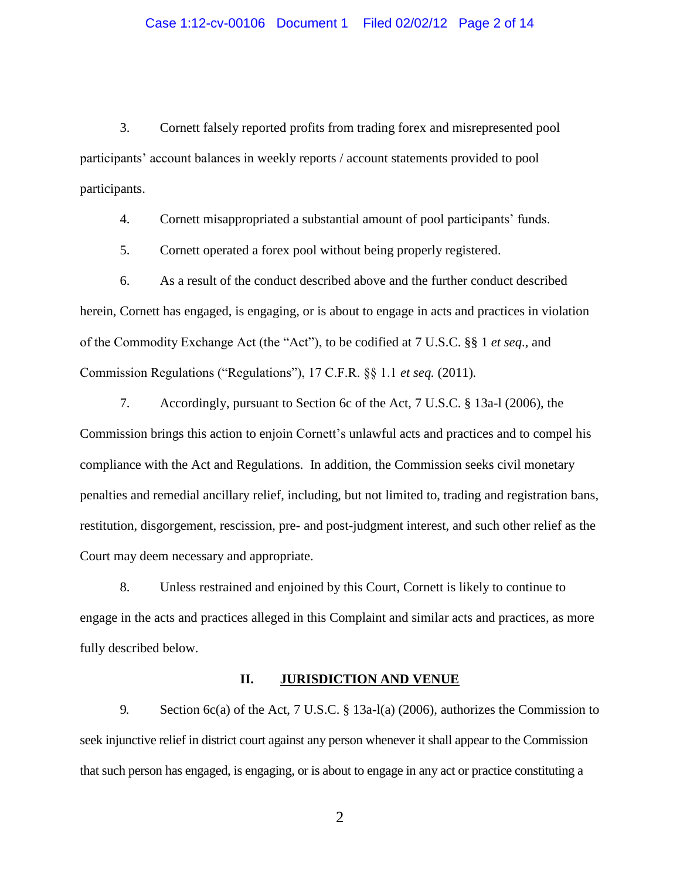3. Cornett falsely reported profits from trading forex and misrepresented pool participants' account balances in weekly reports / account statements provided to pool participants.

4. Cornett misappropriated a substantial amount of pool participants' funds.

5. Cornett operated a forex pool without being properly registered.

6. As a result of the conduct described above and the further conduct described herein, Cornett has engaged, is engaging, or is about to engage in acts and practices in violation of the Commodity Exchange Act (the "Act"), to be codified at 7 U.S.C. §§ 1 *et seq*., and Commission Regulations ("Regulations"), 17 C.F.R. §§ 1.1 *et seq.* (2011).

7. Accordingly, pursuant to Section 6c of the Act, 7 U.S.C. § 13a-l (2006), the Commission brings this action to enjoin Cornett's unlawful acts and practices and to compel his compliance with the Act and Regulations. In addition, the Commission seeks civil monetary penalties and remedial ancillary relief, including, but not limited to, trading and registration bans, restitution, disgorgement, rescission, pre- and post-judgment interest, and such other relief as the Court may deem necessary and appropriate.

8. Unless restrained and enjoined by this Court, Cornett is likely to continue to engage in the acts and practices alleged in this Complaint and similar acts and practices, as more fully described below.

## II. JURISDICTION AND VENUE

9. Section 6c(a) of the Act, 7 U.S.C. § 13a-l(a) (2006), authorizes the Commission to seek injunctive relief in district court against any person whenever it shall appear to the Commission that such person has engaged, is engaging, or is about to engage in any act or practice constituting a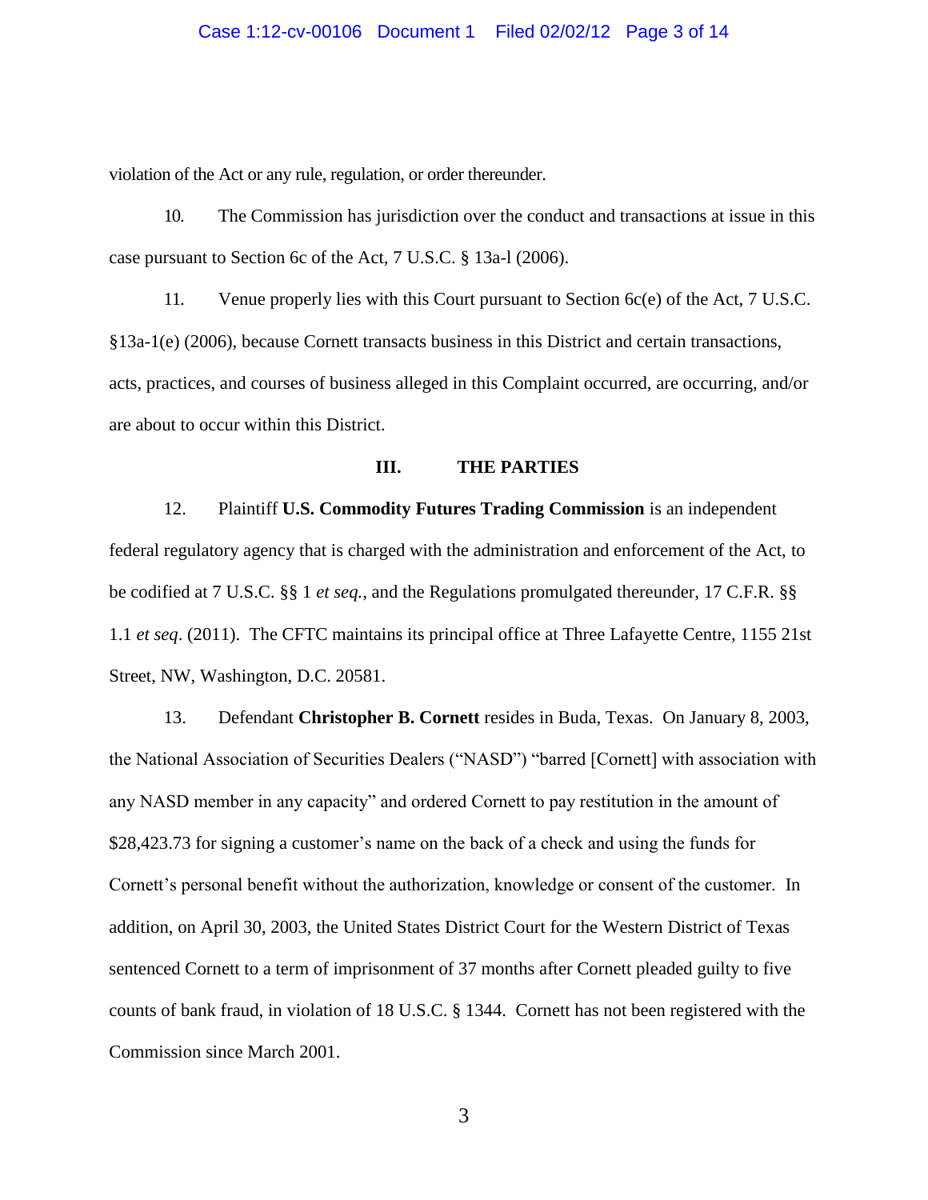violation of the Act or any rule, regulation, or order thereunder.

10. The Commission has jurisdiction over the conduct and transactions at issue in this case pursuant to Section 6c of the Act, 7 U.S.C. § 13a-l (2006).

11. Venue properly lies with this Court pursuant to Section 6c(e) of the Act, 7 U.S.C. §13a-1(e) (2006), because Cornett transacts business in this District and certain transactions, acts, practices, and courses of business alleged in this Complaint occurred, are occurring, and/or are about to occur within this District.

## III. THE PARTIES

12. Plaintiff **U.S. Commodity Futures Trading Commission** is an independent federal regulatory agency that is charged with the administration and enforcement of the Act, to be codified at 7 U.S.C. §§ 1 *et seq.*, and the Regulations promulgated thereunder, 17 C.F.R. §§ 1.1 *et seq*. (2011). The CFTC maintains its principal office at Three Lafayette Centre, 1155 21st Street, NW, Washington, D.C. 20581.

13. Defendant **Christopher B. Cornett** resides in Buda, Texas. On January 8, 2003, the National Association of Securities Dealers ("NASD") "barred [Cornett] with association with any NASD member in any capacity" and ordered Cornett to pay restitution in the amount of $28,423.73 for signing a customer's name on the back of a check and using the funds for Cornett's personal benefit without the authorization, knowledge or consent of the customer. In addition, on April 30, 2003, the United States District Court for the Western District of Texas sentenced Cornett to a term of imprisonment of 37 months after Cornett pleaded guilty to five counts of bank fraud, in violation of 18 U.S.C. § 1344. Cornett has not been registered with the Commission since March 2001.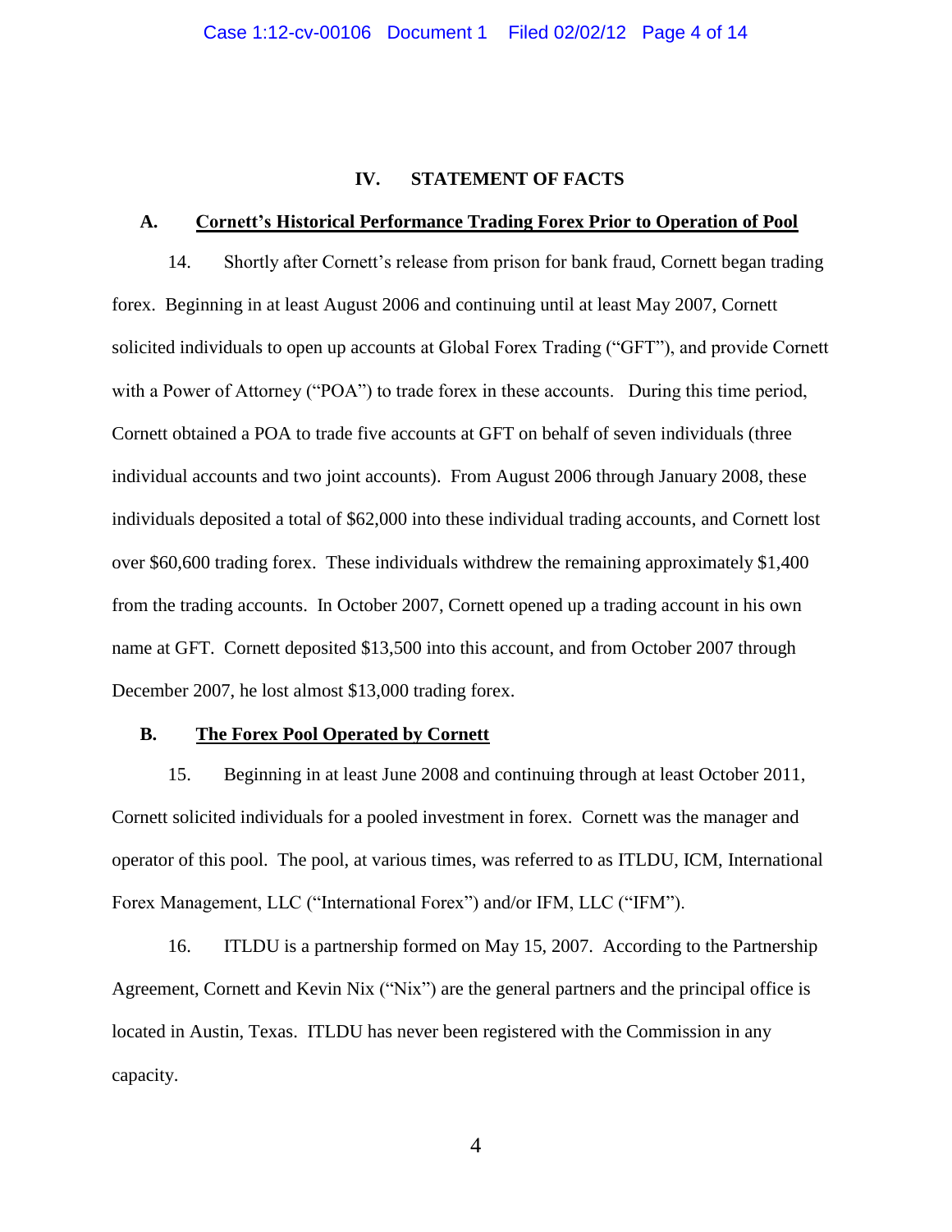## IV. STATEMENT OF FACTS

### A. Cornett's Historical Performance Trading Forex Prior to Operation of Pool

14. Shortly after Cornett's release from prison for bank fraud, Cornett began trading forex. Beginning in at least August 2006 and continuing until at least May 2007, Cornett solicited individuals to open up accounts at Global Forex Trading ("GFT"), and provide Cornett with a Power of Attorney ("POA") to trade forex in these accounts. During this time period, Cornett obtained a POA to trade five accounts at GFT on behalf of seven individuals (three individual accounts and two joint accounts). From August 2006 through January 2008, these individuals deposited a total of $62,000 into these individual trading accounts, and Cornett lost over $60,600 trading forex. These individuals withdrew the remaining approximately $1,400 from the trading accounts. In October 2007, Cornett opened up a trading account in his own name at GFT. Cornett deposited $13,500 into this account, and from October 2007 through December 2007, he lost almost $13,000 trading forex.

### B. The Forex Pool Operated by Cornett

15. Beginning in at least June 2008 and continuing through at least October 2011, Cornett solicited individuals for a pooled investment in forex. Cornett was the manager and operator of this pool. The pool, at various times, was referred to as ITLDU, ICM, International Forex Management, LLC ("International Forex") and/or IFM, LLC ("IFM").

16. ITLDU is a partnership formed on May 15, 2007. According to the Partnership Agreement, Cornett and Kevin Nix ("Nix") are the general partners and the principal office is located in Austin, Texas. ITLDU has never been registered with the Commission in any capacity.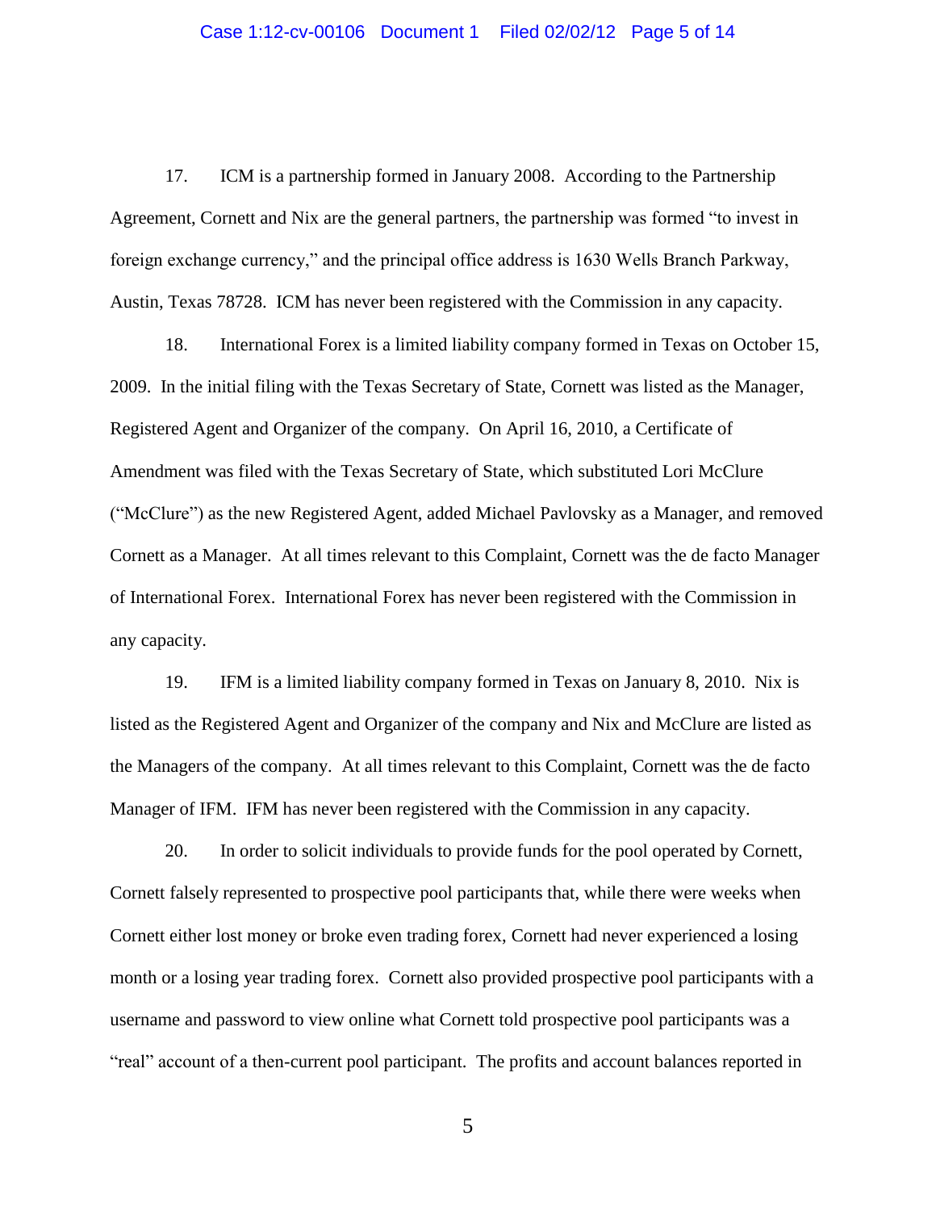17. ICM is a partnership formed in January 2008. According to the Partnership Agreement, Cornett and Nix are the general partners, the partnership was formed "to invest in foreign exchange currency," and the principal office address is 1630 Wells Branch Parkway, Austin, Texas 78728. ICM has never been registered with the Commission in any capacity.

18. International Forex is a limited liability company formed in Texas on October 15, 2009. In the initial filing with the Texas Secretary of State, Cornett was listed as the Manager, Registered Agent and Organizer of the company. On April 16, 2010, a Certificate of Amendment was filed with the Texas Secretary of State, which substituted Lori McClure ("McClure") as the new Registered Agent, added Michael Pavlovsky as a Manager, and removed Cornett as a Manager. At all times relevant to this Complaint, Cornett was the de facto Manager of International Forex. International Forex has never been registered with the Commission in any capacity.

19. IFM is a limited liability company formed in Texas on January 8, 2010. Nix is listed as the Registered Agent and Organizer of the company and Nix and McClure are listed as the Managers of the company. At all times relevant to this Complaint, Cornett was the de facto Manager of IFM. IFM has never been registered with the Commission in any capacity.

20. In order to solicit individuals to provide funds for the pool operated by Cornett, Cornett falsely represented to prospective pool participants that, while there were weeks when Cornett either lost money or broke even trading forex, Cornett had never experienced a losing month or a losing year trading forex. Cornett also provided prospective pool participants with a username and password to view online what Cornett told prospective pool participants was a "real" account of a then-current pool participant. The profits and account balances reported in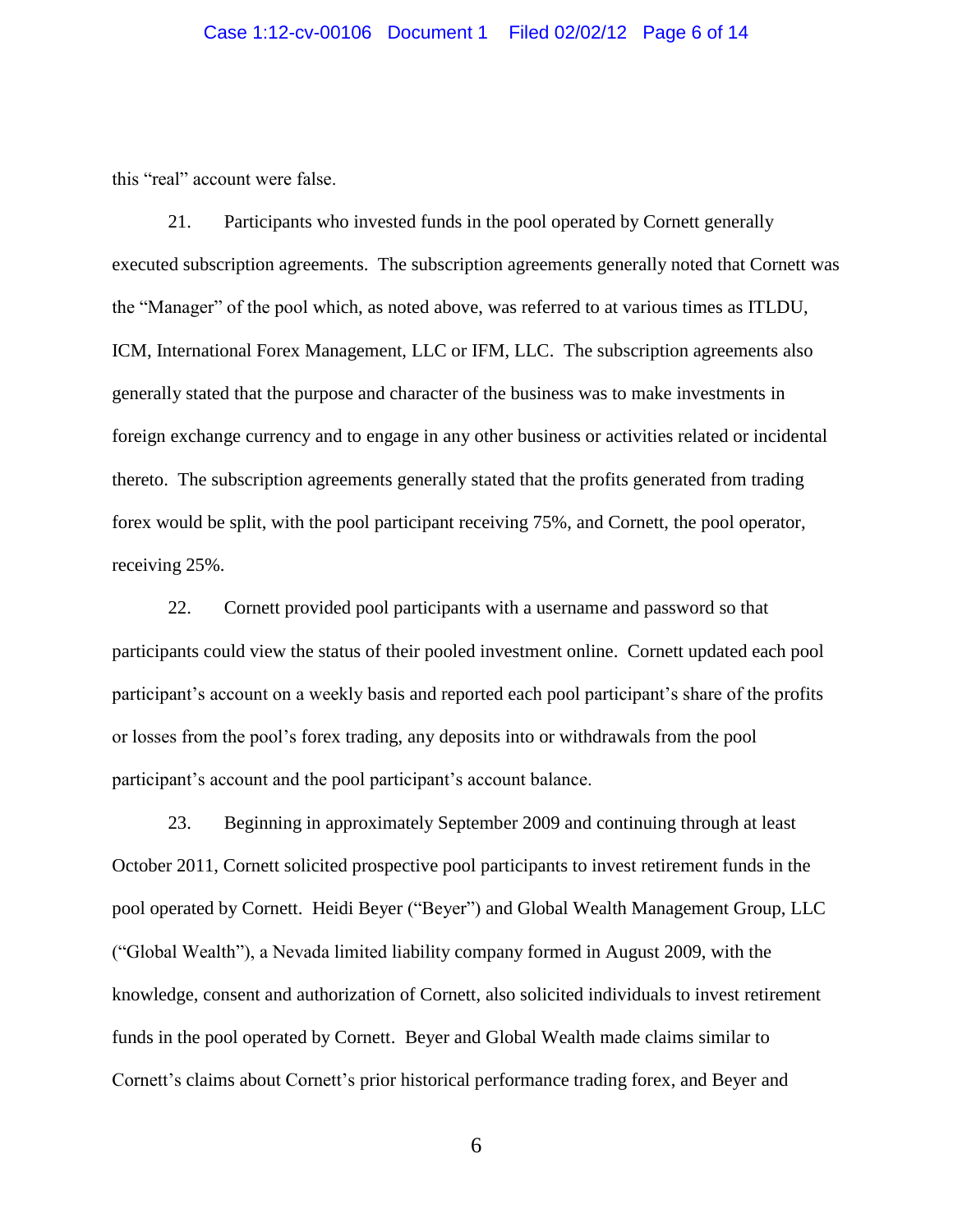this "real" account were false.

21. Participants who invested funds in the pool operated by Cornett generally executed subscription agreements. The subscription agreements generally noted that Cornett was the "Manager" of the pool which, as noted above, was referred to at various times as ITLDU, ICM, International Forex Management, LLC or IFM, LLC. The subscription agreements also generally stated that the purpose and character of the business was to make investments in foreign exchange currency and to engage in any other business or activities related or incidental thereto. The subscription agreements generally stated that the profits generated from trading forex would be split, with the pool participant receiving 75%, and Cornett, the pool operator, receiving 25%.

22. Cornett provided pool participants with a username and password so that participants could view the status of their pooled investment online. Cornett updated each pool participant's account on a weekly basis and reported each pool participant's share of the profits or losses from the pool's forex trading, any deposits into or withdrawals from the pool participant's account and the pool participant's account balance.

23. Beginning in approximately September 2009 and continuing through at least October 2011, Cornett solicited prospective pool participants to invest retirement funds in the pool operated by Cornett. Heidi Beyer ("Beyer") and Global Wealth Management Group, LLC ("Global Wealth"), a Nevada limited liability company formed in August 2009, with the knowledge, consent and authorization of Cornett, also solicited individuals to invest retirement funds in the pool operated by Cornett. Beyer and Global Wealth made claims similar to Cornett's claims about Cornett's prior historical performance trading forex, and Beyer and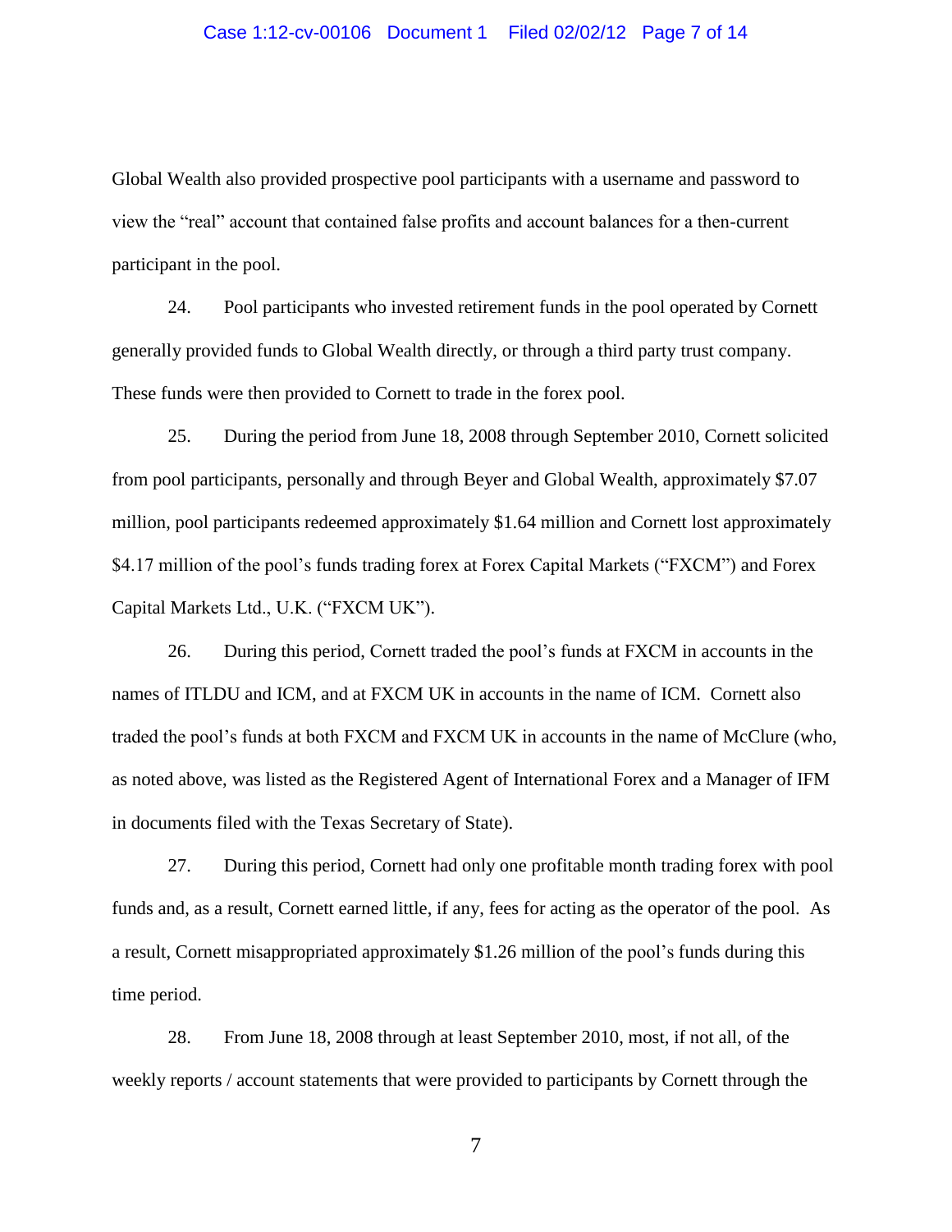Global Wealth also provided prospective pool participants with a username and password to view the "real" account that contained false profits and account balances for a then-current participant in the pool.

24. Pool participants who invested retirement funds in the pool operated by Cornett generally provided funds to Global Wealth directly, or through a third party trust company. These funds were then provided to Cornett to trade in the forex pool.

25. During the period from June 18, 2008 through September 2010, Cornett solicited from pool participants, personally and through Beyer and Global Wealth, approximately $7.07 million, pool participants redeemed approximately $1.64 million and Cornett lost approximately $4.17 million of the pool's funds trading forex at Forex Capital Markets ("FXCM") and Forex Capital Markets Ltd., U.K. ("FXCM UK").

26. During this period, Cornett traded the pool's funds at FXCM in accounts in the names of ITLDU and ICM, and at FXCM UK in accounts in the name of ICM. Cornett also traded the pool's funds at both FXCM and FXCM UK in accounts in the name of McClure (who, as noted above, was listed as the Registered Agent of International Forex and a Manager of IFM in documents filed with the Texas Secretary of State).

27. During this period, Cornett had only one profitable month trading forex with pool funds and, as a result, Cornett earned little, if any, fees for acting as the operator of the pool. As a result, Cornett misappropriated approximately $1.26 million of the pool's funds during this time period.

28. From June 18, 2008 through at least September 2010, most, if not all, of the weekly reports / account statements that were provided to participants by Cornett through the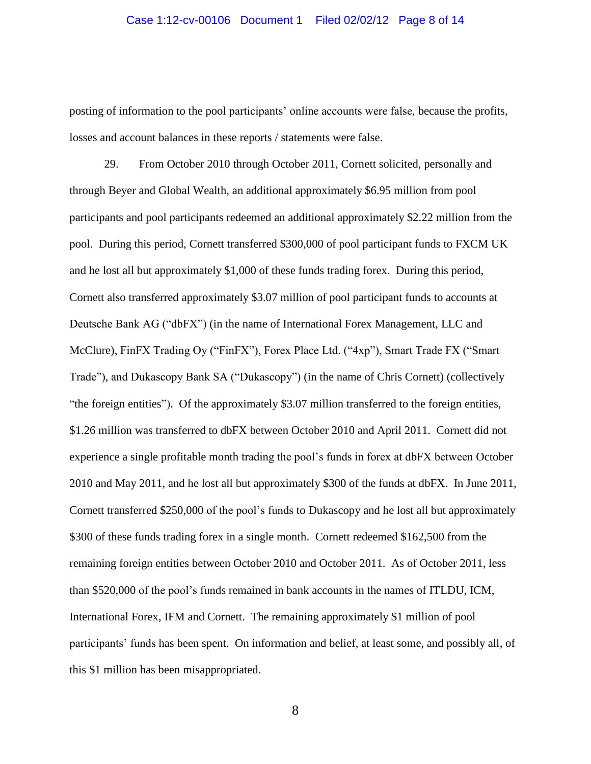posting of information to the pool participants' online accounts were false, because the profits, losses and account balances in these reports / statements were false.

29. From October 2010 through October 2011, Cornett solicited, personally and through Beyer and Global Wealth, an additional approximately $6.95 million from pool participants and pool participants redeemed an additional approximately $2.22 million from the pool. During this period, Cornett transferred $300,000 of pool participant funds to FXCM UK and he lost all but approximately $1,000 of these funds trading forex. During this period, Cornett also transferred approximately $3.07 million of pool participant funds to accounts at Deutsche Bank AG ("dbFX") (in the name of International Forex Management, LLC and McClure), FinFX Trading Oy ("FinFX"), Forex Place Ltd. ("4xp"), Smart Trade FX ("Smart Trade"), and Dukascopy Bank SA ("Dukascopy") (in the name of Chris Cornett) (collectively "the foreign entities"). Of the approximately $3.07 million transferred to the foreign entities, $1.26 million was transferred to dbFX between October 2010 and April 2011. Cornett did not experience a single profitable month trading the pool's funds in forex at dbFX between October 2010 and May 2011, and he lost all but approximately $300 of the funds at dbFX. In June 2011, Cornett transferred $250,000 of the pool's funds to Dukascopy and he lost all but approximately $300 of these funds trading forex in a single month. Cornett redeemed $162,500 from the remaining foreign entities between October 2010 and October 2011. As of October 2011, less than $520,000 of the pool's funds remained in bank accounts in the names of ITLDU, ICM, International Forex, IFM and Cornett. The remaining approximately $1 million of pool participants' funds has been spent. On information and belief, at least some, and possibly all, of this $1 million has been misappropriated.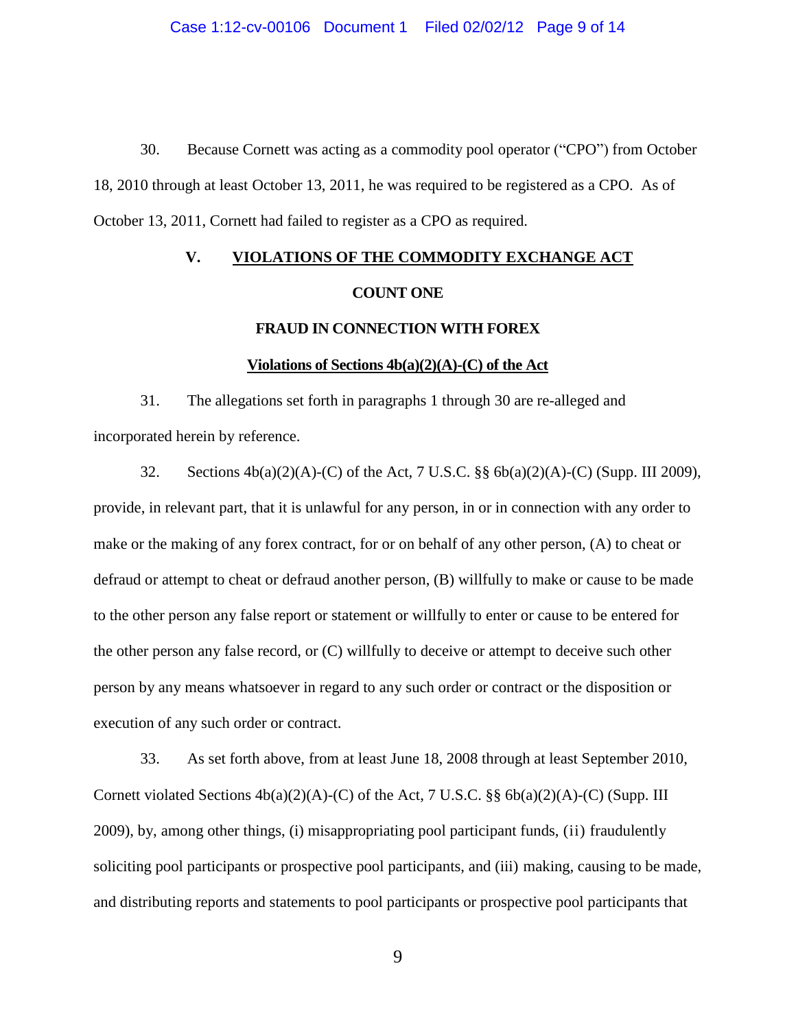30. Because Cornett was acting as a commodity pool operator ("CPO") from October 18, 2010 through at least October 13, 2011, he was required to be registered as a CPO. As of October 13, 2011, Cornett had failed to register as a CPO as required.

## V. VIOLATIONS OF THE COMMODITY EXCHANGE ACT

### COUNT ONE

### FRAUD IN CONNECTION WITH FOREX

**Violations of Sections 4b(a)(2)(A)-(C) of the Act**

31. The allegations set forth in paragraphs 1 through 30 are re-alleged and incorporated herein by reference.

32. Sections 4b(a)(2)(A)-(C) of the Act, 7 U.S.C. §§ 6b(a)(2)(A)-(C) (Supp. III 2009), provide, in relevant part, that it is unlawful for any person, in or in connection with any order to make or the making of any forex contract, for or on behalf of any other person, (A) to cheat or defraud or attempt to cheat or defraud another person, (B) willfully to make or cause to be made to the other person any false report or statement or willfully to enter or cause to be entered for the other person any false record, or (C) willfully to deceive or attempt to deceive such other person by any means whatsoever in regard to any such order or contract or the disposition or execution of any such order or contract.

33. As set forth above, from at least June 18, 2008 through at least September 2010, Cornett violated Sections 4b(a)(2)(A)-(C) of the Act, 7 U.S.C. §§ 6b(a)(2)(A)-(C) (Supp. III 2009), by, among other things, (i) misappropriating pool participant funds, (ii) fraudulently soliciting pool participants or prospective pool participants, and (iii) making, causing to be made, and distributing reports and statements to pool participants or prospective pool participants that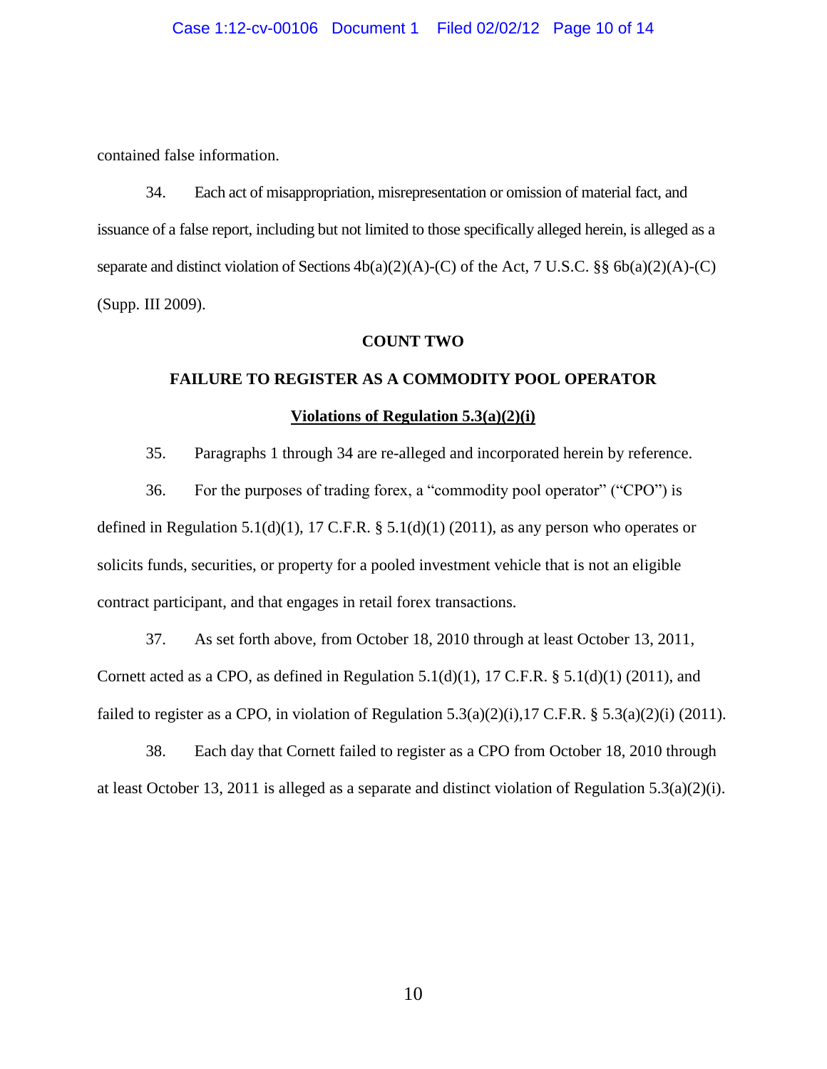contained false information.

34. Each act of misappropriation, misrepresentation or omission of material fact, and issuance of a false report, including but not limited to those specifically alleged herein, is alleged as a separate and distinct violation of Sections 4b(a)(2)(A)-(C) of the Act, 7 U.S.C. §§ 6b(a)(2)(A)-(C) (Supp. III 2009).

**COUNT TWO**

**FAILURE TO REGISTER AS A COMMODITY POOL OPERATOR**

**Violations of Regulation 5.3(a)(2)(i)**

35. Paragraphs 1 through 34 are re-alleged and incorporated herein by reference.

36. For the purposes of trading forex, a "commodity pool operator" ("CPO") is defined in Regulation 5.1(d)(1), 17 C.F.R. § 5.1(d)(1) (2011), as any person who operates or solicits funds, securities, or property for a pooled investment vehicle that is not an eligible contract participant, and that engages in retail forex transactions.

37. As set forth above, from October 18, 2010 through at least October 13, 2011, Cornett acted as a CPO, as defined in Regulation 5.1(d)(1), 17 C.F.R. § 5.1(d)(1) (2011), and failed to register as a CPO, in violation of Regulation 5.3(a)(2)(i),17 C.F.R. § 5.3(a)(2)(i) (2011).

38. Each day that Cornett failed to register as a CPO from October 18, 2010 through at least October 13, 2011 is alleged as a separate and distinct violation of Regulation 5.3(a)(2)(i).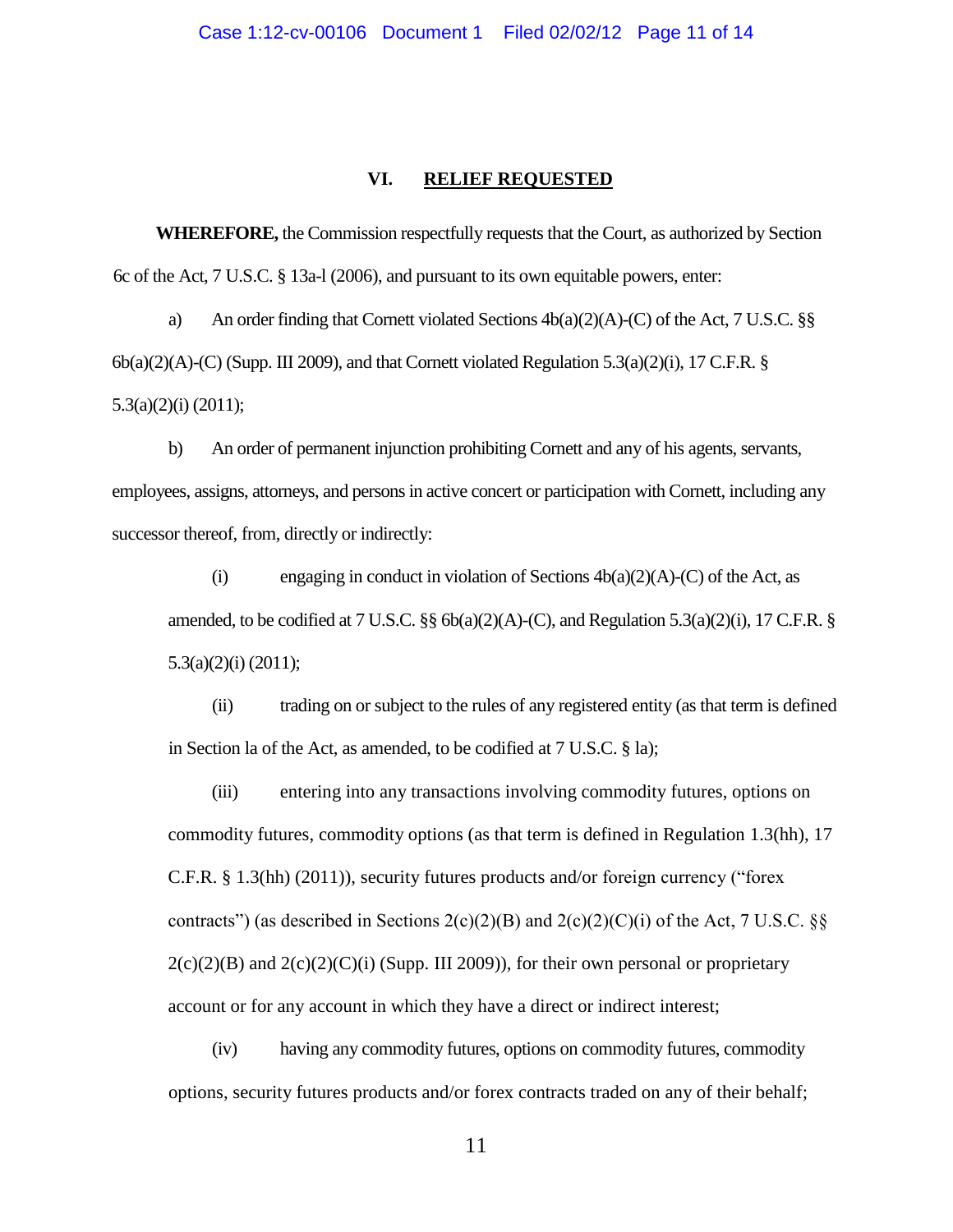## VI. RELIEF REQUESTED

**WHEREFORE,** the Commission respectfully requests that the Court, as authorized by Section 6c of the Act, 7 U.S.C. § 13a-l (2006), and pursuant to its own equitable powers, enter:

a) An order finding that Cornett violated Sections 4b(a)(2)(A)-(C) of the Act, 7 U.S.C. §§ 6b(a)(2)(A)-(C) (Supp. III 2009), and that Cornett violated Regulation 5.3(a)(2)(i), 17 C.F.R. § 5.3(a)(2)(i) (2011);

b) An order of permanent injunction prohibiting Cornett and any of his agents, servants, employees, assigns, attorneys, and persons in active concert or participation with Cornett, including any successor thereof, from, directly or indirectly:

(i) engaging in conduct in violation of Sections 4b(a)(2)(A)-(C) of the Act, as amended, to be codified at 7 U.S.C. §§ 6b(a)(2)(A)-(C), and Regulation 5.3(a)(2)(i), 17 C.F.R. § 5.3(a)(2)(i) (2011);

(ii) trading on or subject to the rules of any registered entity (as that term is defined in Section la of the Act, as amended, to be codified at 7 U.S.C. § la);

(iii) entering into any transactions involving commodity futures, options on commodity futures, commodity options (as that term is defined in Regulation 1.3(hh), 17 C.F.R. § 1.3(hh) (2011)), security futures products and/or foreign currency ("forex contracts") (as described in Sections 2(c)(2)(B) and 2(c)(2)(C)(i) of the Act, 7 U.S.C. §§ 2(c)(2)(B) and 2(c)(2)(C)(i) (Supp. III 2009)), for their own personal or proprietary account or for any account in which they have a direct or indirect interest;

(iv) having any commodity futures, options on commodity futures, commodity options, security futures products and/or forex contracts traded on any of their behalf;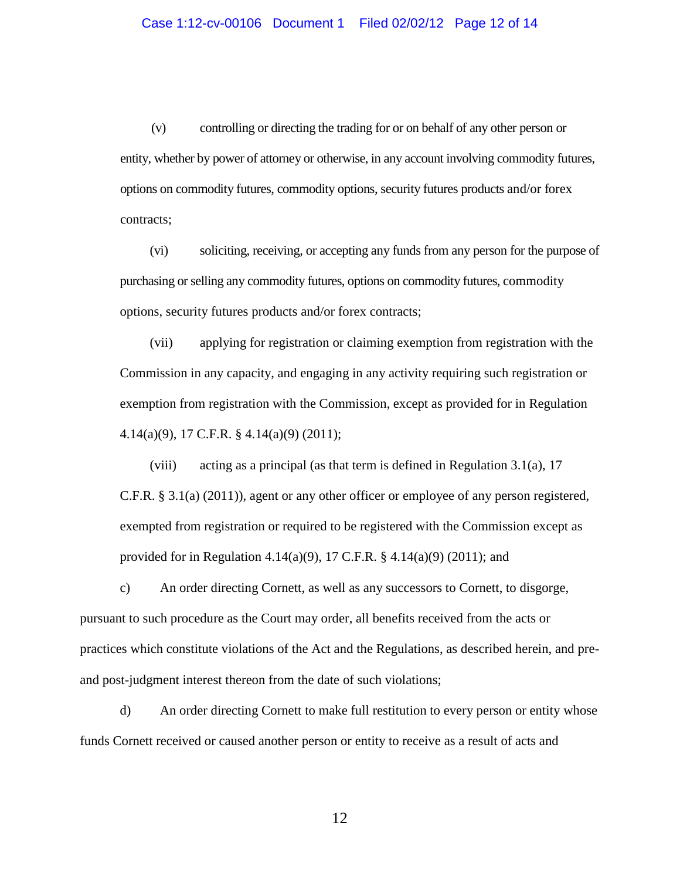(v) controlling or directing the trading for or on behalf of any other person or entity, whether by power of attorney or otherwise, in any account involving commodity futures, options on commodity futures, commodity options, security futures products and/or forex contracts;

(vi) soliciting, receiving, or accepting any funds from any person for the purpose of purchasing or selling any commodity futures, options on commodity futures, commodity options, security futures products and/or forex contracts;

(vii) applying for registration or claiming exemption from registration with the Commission in any capacity, and engaging in any activity requiring such registration or exemption from registration with the Commission, except as provided for in Regulation 4.14(a)(9), 17 C.F.R. § 4.14(a)(9) (2011);

(viii) acting as a principal (as that term is defined in Regulation 3.1(a), 17 C.F.R. § 3.1(a) (2011)), agent or any other officer or employee of any person registered, exempted from registration or required to be registered with the Commission except as provided for in Regulation 4.14(a)(9), 17 C.F.R. § 4.14(a)(9) (2011); and

c) An order directing Cornett, as well as any successors to Cornett, to disgorge, pursuant to such procedure as the Court may order, all benefits received from the acts or practices which constitute violations of the Act and the Regulations, as described herein, and pre- and post-judgment interest thereon from the date of such violations;

d) An order directing Cornett to make full restitution to every person or entity whose funds Cornett received or caused another person or entity to receive as a result of acts and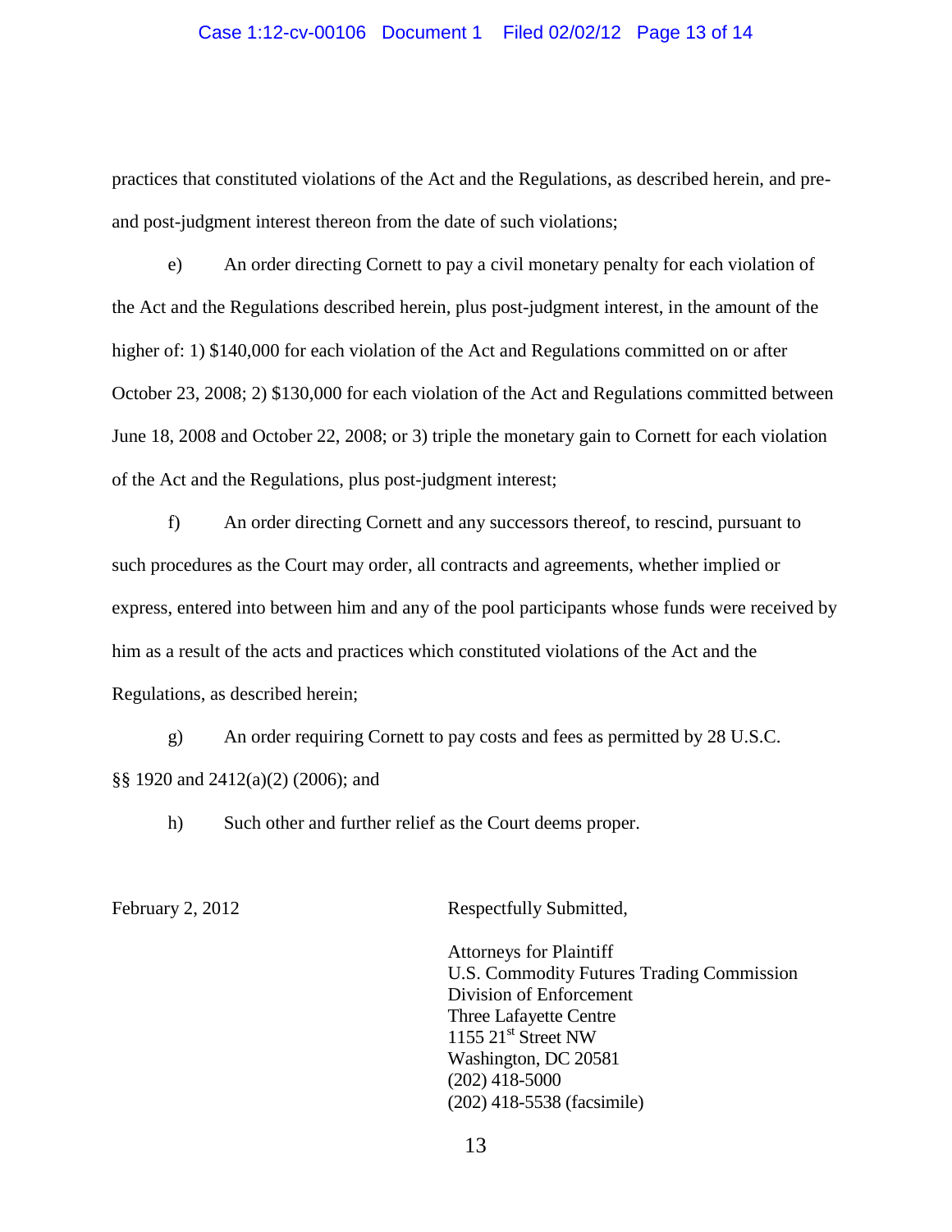practices that constituted violations of the Act and the Regulations, as described herein, and pre- and post-judgment interest thereon from the date of such violations;

e) An order directing Cornett to pay a civil monetary penalty for each violation of the Act and the Regulations described herein, plus post-judgment interest, in the amount of the higher of: 1) $140,000 for each violation of the Act and Regulations committed on or after October 23, 2008; 2) $130,000 for each violation of the Act and Regulations committed between June 18, 2008 and October 22, 2008; or 3) triple the monetary gain to Cornett for each violation of the Act and the Regulations, plus post-judgment interest;

f) An order directing Cornett and any successors thereof, to rescind, pursuant to such procedures as the Court may order, all contracts and agreements, whether implied or express, entered into between him and any of the pool participants whose funds were received by him as a result of the acts and practices which constituted violations of the Act and the Regulations, as described herein;

g) An order requiring Cornett to pay costs and fees as permitted by 28 U.S.C. §§ 1920 and 2412(a)(2) (2006); and

h) Such other and further relief as the Court deems proper.

February 2, 2012

Respectfully Submitted,

Attorneys for Plaintiff
U.S. Commodity Futures Trading Commission
Division of Enforcement
Three Lafayette Centre
1155 21st Street NW
Washington, DC 20581
(202) 418-5000
(202) 418-5538 (facsimile)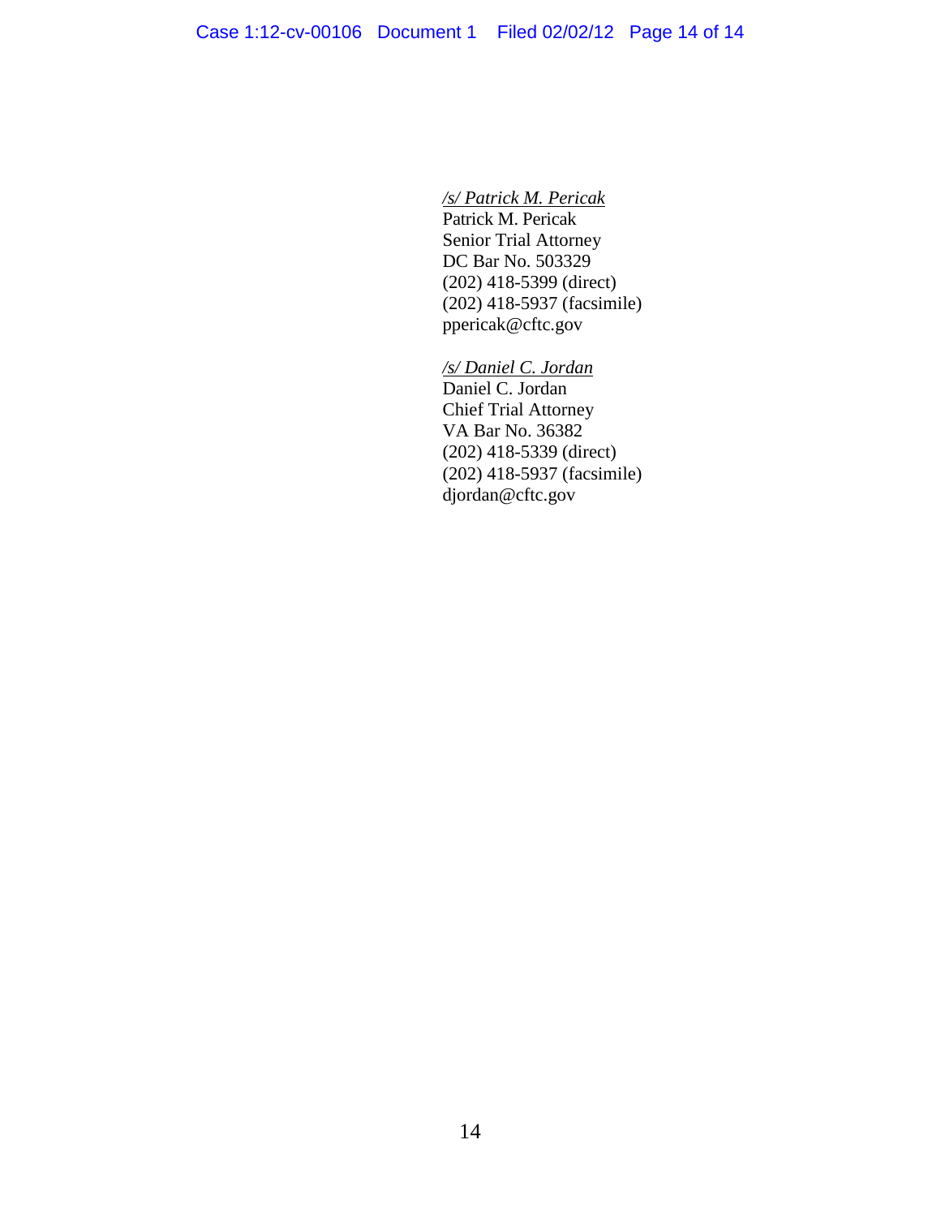*/s/ Patrick M. Pericak*
Patrick M. Pericak
Senior Trial Attorney
DC Bar No. 503329
(202) 418-5399 (direct)
(202) 418-5937 (facsimile)
ppericak@cftc.gov

*/s/ Daniel C. Jordan*
Daniel C. Jordan
Chief Trial Attorney
VA Bar No. 36382
(202) 418-5339 (direct)
(202) 418-5937 (facsimile)
djordan@cftc.gov